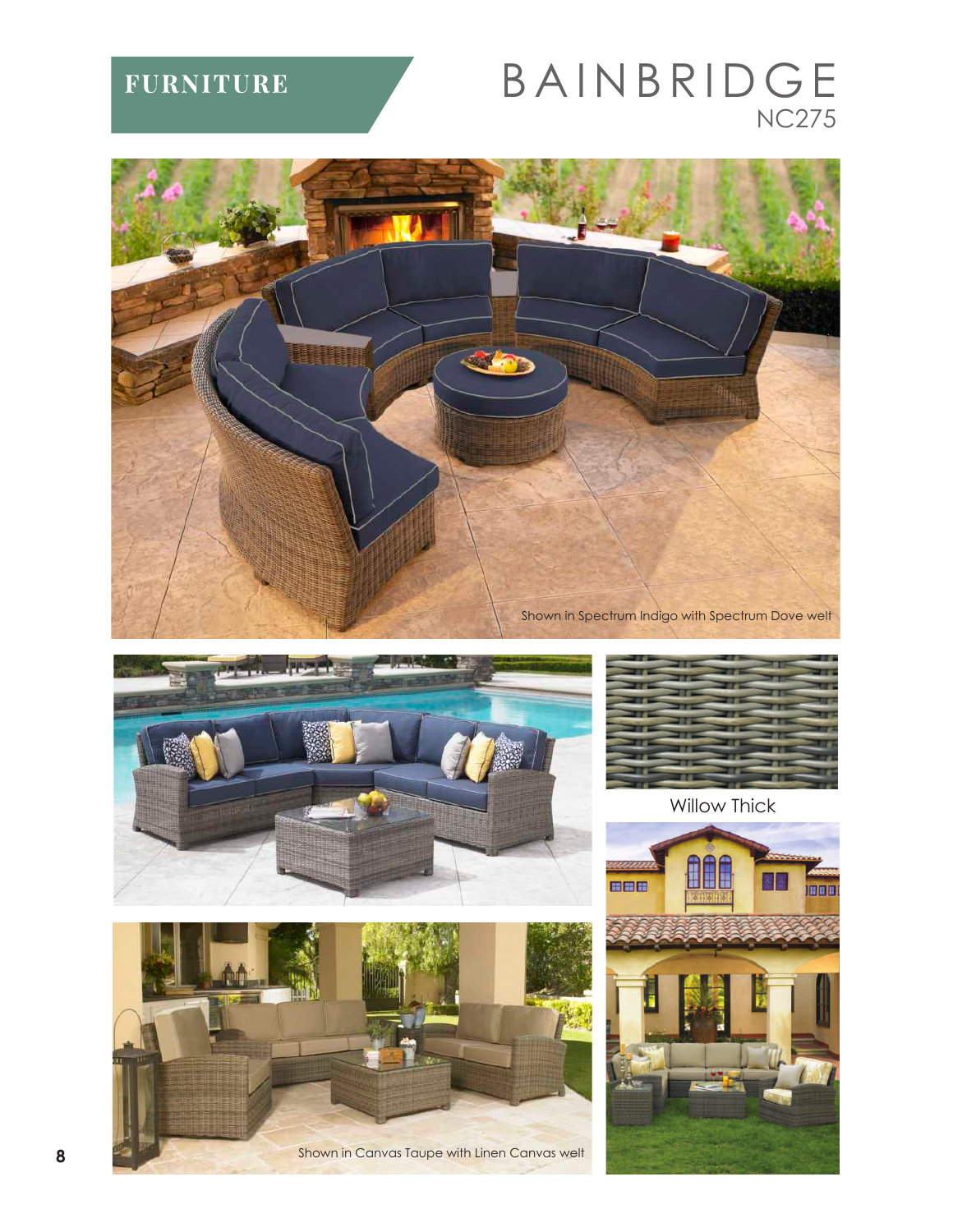FURNITURE

# BAINBRIDGE

NC275

Shown in Spectrum Indigo with Spectrum Dove welt

Willow Thick

Shown in Canvas Taupe with Linen Canvas welt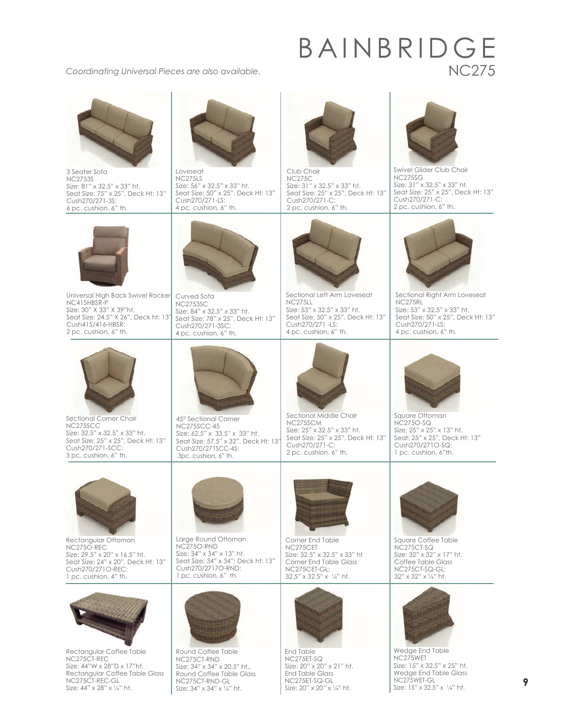# BAINBRIDGE
## NC275

*Coordinating Universal Pieces are also available.*

3 Seater Sofa
NC2753S
Size: 81" x 32.5" x 33" ht.
Seat Size: 75" x 25", Deck Ht: 13"
Cush270/271-3S:
6 pc. cushion, 6" th.

Loveseat
NC275LS
Size: 56" x 32.5" x 33" ht.
Seat Size: 50" x 25", Deck Ht: 13"
Cush270/271-LS:
4 pc. cushion, 6" th.

Club Chair
NC275C
Size: 31" x 32.5" x 33" ht.
Seat Size: 25" x 25", Deck Ht: 13"
Cush270/271-C:
2 pc. cushion, 6" th.

Swivel Glider Club Chair
NC275SG
Size: 31" x 32.5" x 33" ht.
Seat Size: 25" x 25", Deck Ht: 13"
Cush270/271-C:
2 pc. cushion, 6" th.

Universal High Back Swivel Rocker
NC415HBSR-P
Size: 30" X 33" X 39"ht.
Seat Size: 24.5" X 26", Deck ht: 13"
Cush415/416-HBSR:
2 pc. cushion, 6" th.

Curved Sofa
NC2753SC
Size: 84" x 32.5" x 33" ht.
Seat Size: 78" x 25", Deck Ht: 13"
Cush270/271-3SC:
4 pc. cushion, 6" th.

Sectional Left Arm Loveseat
NC275LL
Size: 53" x 32.5" x 33" ht.
Seat Size: 50" x 25", Deck Ht: 13"
Cush270/271 -LS:
4 pc. cushion, 6" th.

Sectional Right Arm Loveseat
NC275RL
Size: 53" x 32.5" x 33" ht.
Seat Size: 50" x 25", Deck Ht: 13"
Cush270/271-LS:
4 pc. cushion, 6" th.

Sectional Corner Chair
NC275SCC
Size: 32.5" x 32.5" x 33" ht.
Seat Size: 25" x 25", Deck Ht: 13"
Cush270/271-SCC:
3 pc. cushion, 6" th.

45° Sectional Corner
NC275SCC-45
Size: 62.5" x 33.5" x 33" ht.
Seat Size: 57.5" x 32", Deck Ht: 13"
Cush270/271SCC-45:
3pc. cushion, 6" th.

Sectional Middle Chair
NC275SCM
Size: 25" x 32.5" x 33" ht.
Seat Size: 25" x 25", Deck Ht: 13"
Cush270/271-C:
2 pc. cushion, 6" th.

Square Ottoman
NC275O-SQ
Size: 25" x 25" x 13" ht.
Seat: 25" x 25", Deck Ht: 13"
Cush270/271O-SQ:
1 pc. cushion, 6"th.

Rectangular Ottoman
NC275O-REC
Size: 29.5" x 20" x 16.5" ht.
Seat Size: 24" x 20", Deck Ht: 13"
Cush270/271O-REC:
1 pc. cushion, 4" th.

Large Round Ottoman
NC275O-RND
Size: 34" x 34" x 13" ht.
Seat Size: 34" x 34"; Deck Ht: 13"
Cush270/2717O-RND:
1 pc. cushion, 6" th.

Corner End Table
NC275CET
Size: 32.5" x 32.5" x 33" ht
Corner End Table Glass
NC275CET-GL:
32.5" x 32.5" x ¼" ht.

Square Coffee Table
NC275CT-SQ
Size: 32" x 32" x 17" ht.
Coffee Table Glass
NC275CT-SQ-GL:
32" x 32" x ¼" ht.

Rectangular Coffee Table
NC275CT-REC
Size: 44"W x 28"D x 17"ht.
Rectangular Coffee Table Glass
NC275CT-REC-GL
Size: 44" x 28" x ¼" ht.

Round Coffee Table
NC275CT-RND
Size: 34" x 34" x 20.5" ht.,
Round Coffee Table Glass
NC275CT-RND-GL
Size: 34" x 34" x ¼" ht.

End Table
NC275ET-SQ
Size: 20" x 20" x 21" ht.
End Table Glass
NC275ET-SQ-GL
Size: 20" x 20" x ¼" ht.

Wedge End Table
NC275WET
Size: 15" x 32.5" x 25" ht.
Wedge End Table Glass
NC275WET-GL
Size: 15" x 32.5" x ¼" ht.